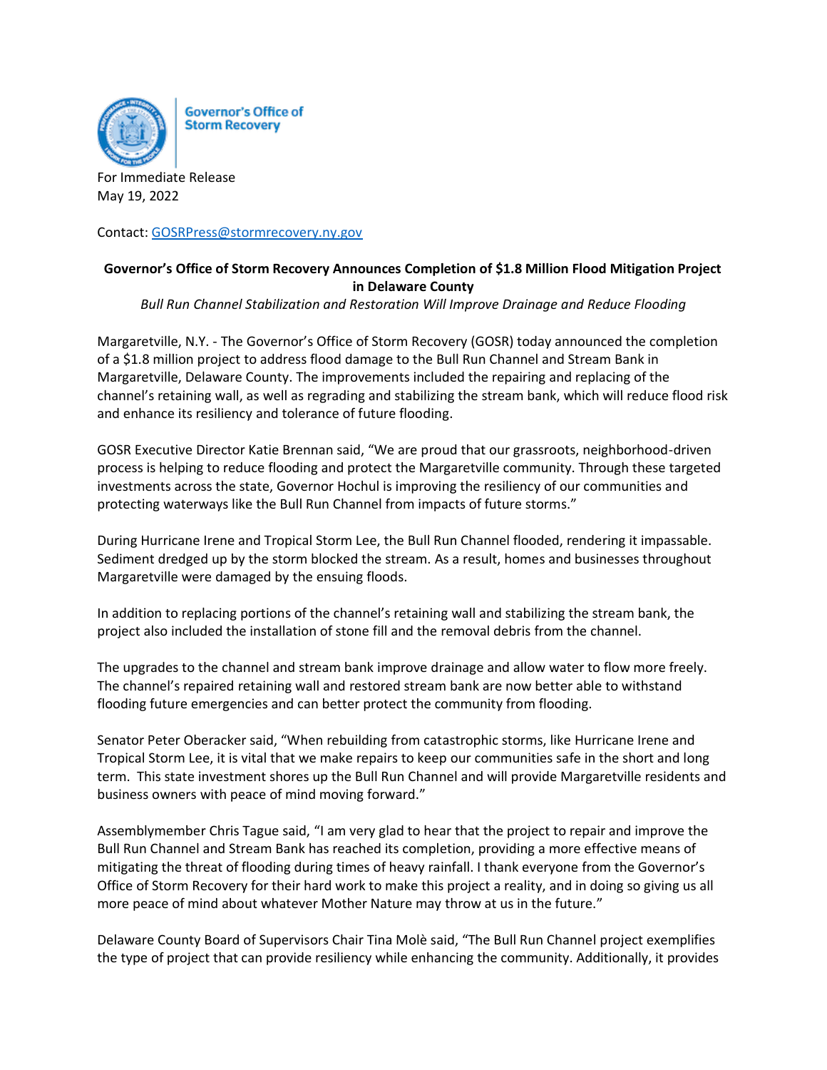Governor's Office of Storm Recovery

For Immediate Release
May 19, 2022

Contact: [GOSRPress@stormrecovery.ny.gov](mailto:GOSRPress@stormrecovery.ny.gov)

**Governor's Office of Storm Recovery Announces Completion of $1.8 Million Flood Mitigation Project in Delaware County**

*Bull Run Channel Stabilization and Restoration Will Improve Drainage and Reduce Flooding*

Margaretville, N.Y. - The Governor's Office of Storm Recovery (GOSR) today announced the completion of a $1.8 million project to address flood damage to the Bull Run Channel and Stream Bank in Margaretville, Delaware County. The improvements included the repairing and replacing of the channel's retaining wall, as well as regrading and stabilizing the stream bank, which will reduce flood risk and enhance its resiliency and tolerance of future flooding.

GOSR Executive Director Katie Brennan said, "We are proud that our grassroots, neighborhood-driven process is helping to reduce flooding and protect the Margaretville community. Through these targeted investments across the state, Governor Hochul is improving the resiliency of our communities and protecting waterways like the Bull Run Channel from impacts of future storms."

During Hurricane Irene and Tropical Storm Lee, the Bull Run Channel flooded, rendering it impassable. Sediment dredged up by the storm blocked the stream. As a result, homes and businesses throughout Margaretville were damaged by the ensuing floods.

In addition to replacing portions of the channel's retaining wall and stabilizing the stream bank, the project also included the installation of stone fill and the removal debris from the channel.

The upgrades to the channel and stream bank improve drainage and allow water to flow more freely. The channel's repaired retaining wall and restored stream bank are now better able to withstand flooding future emergencies and can better protect the community from flooding.

Senator Peter Oberacker said, "When rebuilding from catastrophic storms, like Hurricane Irene and Tropical Storm Lee, it is vital that we make repairs to keep our communities safe in the short and long term. This state investment shores up the Bull Run Channel and will provide Margaretville residents and business owners with peace of mind moving forward."

Assemblymember Chris Tague said, "I am very glad to hear that the project to repair and improve the Bull Run Channel and Stream Bank has reached its completion, providing a more effective means of mitigating the threat of flooding during times of heavy rainfall. I thank everyone from the Governor's Office of Storm Recovery for their hard work to make this project a reality, and in doing so giving us all more peace of mind about whatever Mother Nature may throw at us in the future."

Delaware County Board of Supervisors Chair Tina Molè said, "The Bull Run Channel project exemplifies the type of project that can provide resiliency while enhancing the community. Additionally, it provides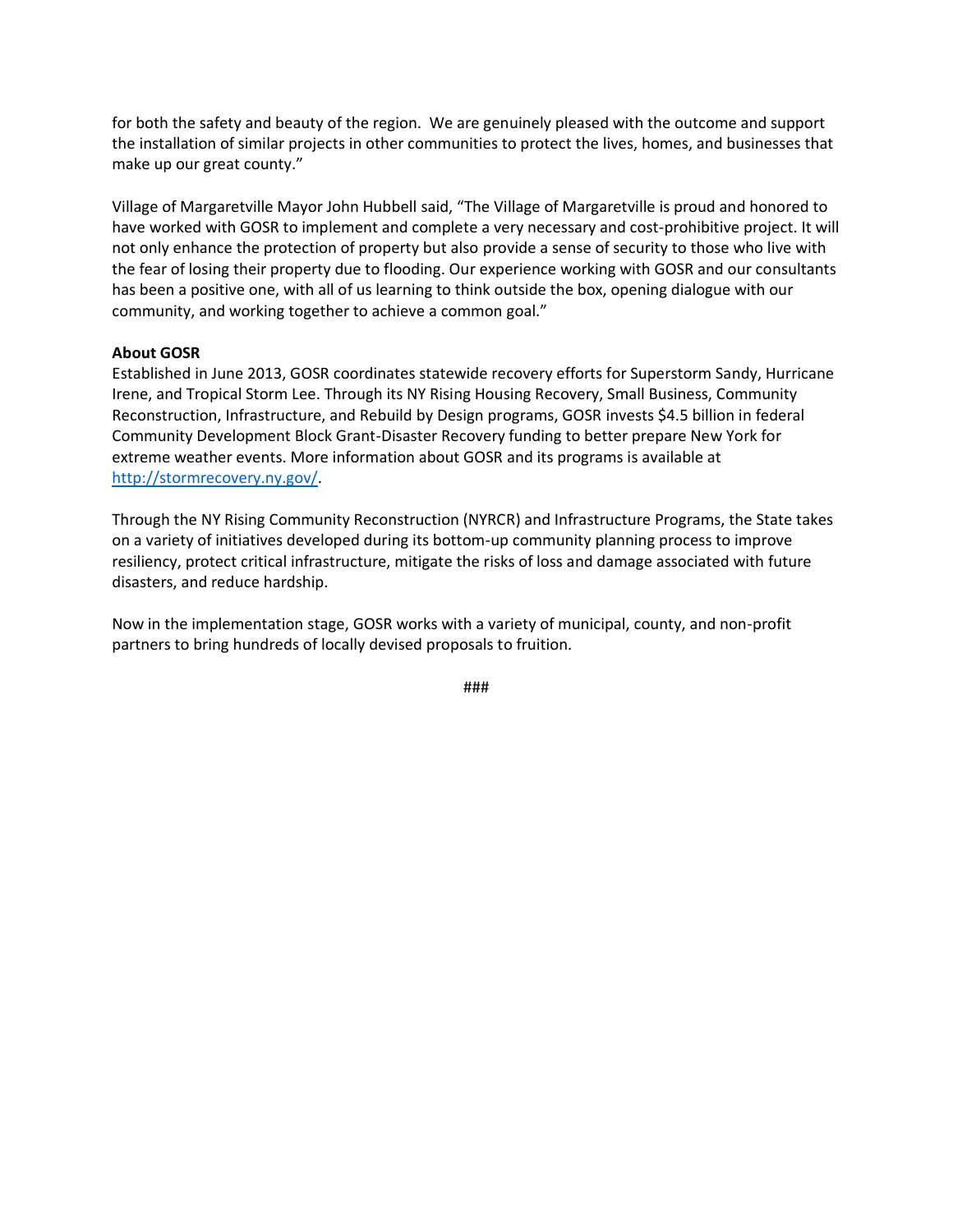for both the safety and beauty of the region. We are genuinely pleased with the outcome and support the installation of similar projects in other communities to protect the lives, homes, and businesses that make up our great county."

Village of Margaretville Mayor John Hubbell said, "The Village of Margaretville is proud and honored to have worked with GOSR to implement and complete a very necessary and cost-prohibitive project. It will not only enhance the protection of property but also provide a sense of security to those who live with the fear of losing their property due to flooding. Our experience working with GOSR and our consultants has been a positive one, with all of us learning to think outside the box, opening dialogue with our community, and working together to achieve a common goal."

**About GOSR**

Established in June 2013, GOSR coordinates statewide recovery efforts for Superstorm Sandy, Hurricane Irene, and Tropical Storm Lee. Through its NY Rising Housing Recovery, Small Business, Community Reconstruction, Infrastructure, and Rebuild by Design programs, GOSR invests $4.5 billion in federal Community Development Block Grant-Disaster Recovery funding to better prepare New York for extreme weather events. More information about GOSR and its programs is available at http://stormrecovery.ny.gov/.

Through the NY Rising Community Reconstruction (NYRCR) and Infrastructure Programs, the State takes on a variety of initiatives developed during its bottom-up community planning process to improve resiliency, protect critical infrastructure, mitigate the risks of loss and damage associated with future disasters, and reduce hardship.

Now in the implementation stage, GOSR works with a variety of municipal, county, and non-profit partners to bring hundreds of locally devised proposals to fruition.

###